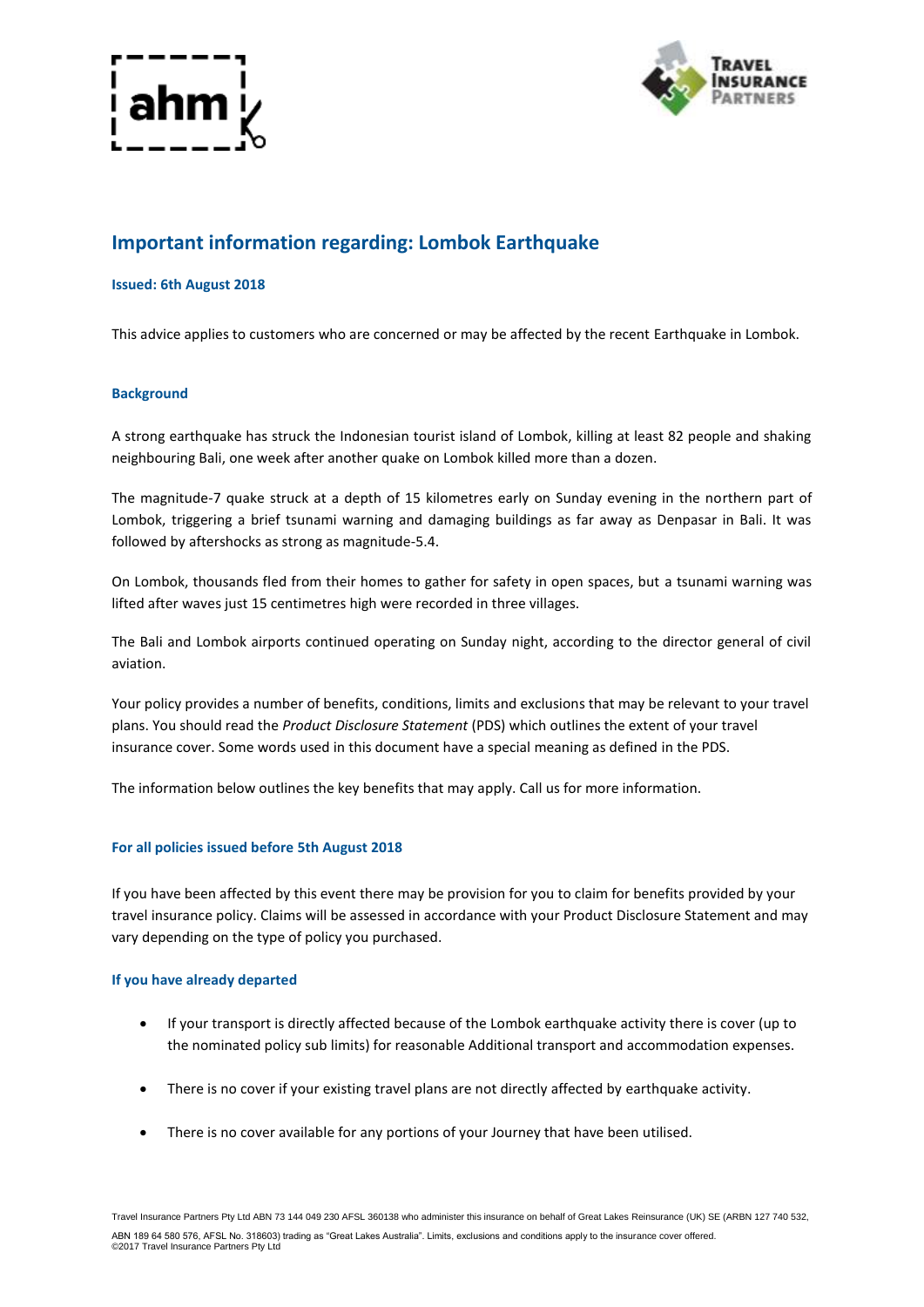# Important information regarding: Lombok Earthquake

**Issued: 6th August 2018**

This advice applies to customers who are concerned or may be affected by the recent Earthquake in Lombok.

## Background

A strong earthquake has struck the Indonesian tourist island of Lombok, killing at least 82 people and shaking neighbouring Bali, one week after another quake on Lombok killed more than a dozen.

The magnitude-7 quake struck at a depth of 15 kilometres early on Sunday evening in the northern part of Lombok, triggering a brief tsunami warning and damaging buildings as far away as Denpasar in Bali. It was followed by aftershocks as strong as magnitude-5.4.

On Lombok, thousands fled from their homes to gather for safety in open spaces, but a tsunami warning was lifted after waves just 15 centimetres high were recorded in three villages.

The Bali and Lombok airports continued operating on Sunday night, according to the director general of civil aviation.

Your policy provides a number of benefits, conditions, limits and exclusions that may be relevant to your travel plans. You should read the *Product Disclosure Statement* (PDS) which outlines the extent of your travel insurance cover. Some words used in this document have a special meaning as defined in the PDS.

The information below outlines the key benefits that may apply. Call us for more information.

## For all policies issued before 5th August 2018

If you have been affected by this event there may be provision for you to claim for benefits provided by your travel insurance policy. Claims will be assessed in accordance with your Product Disclosure Statement and may vary depending on the type of policy you purchased.

### If you have already departed

- If your transport is directly affected because of the Lombok earthquake activity there is cover (up to the nominated policy sub limits) for reasonable Additional transport and accommodation expenses.
- There is no cover if your existing travel plans are not directly affected by earthquake activity.
- There is no cover available for any portions of your Journey that have been utilised.

Travel Insurance Partners Pty Ltd ABN 73 144 049 230 AFSL 360138 who administer this insurance on behalf of Great Lakes Reinsurance (UK) SE (ARBN 127 740 532, ABN 189 64 580 576, AFSL No. 318603) trading as "Great Lakes Australia". Limits, exclusions and conditions apply to the insurance cover offered.
©2017 Travel Insurance Partners Pty Ltd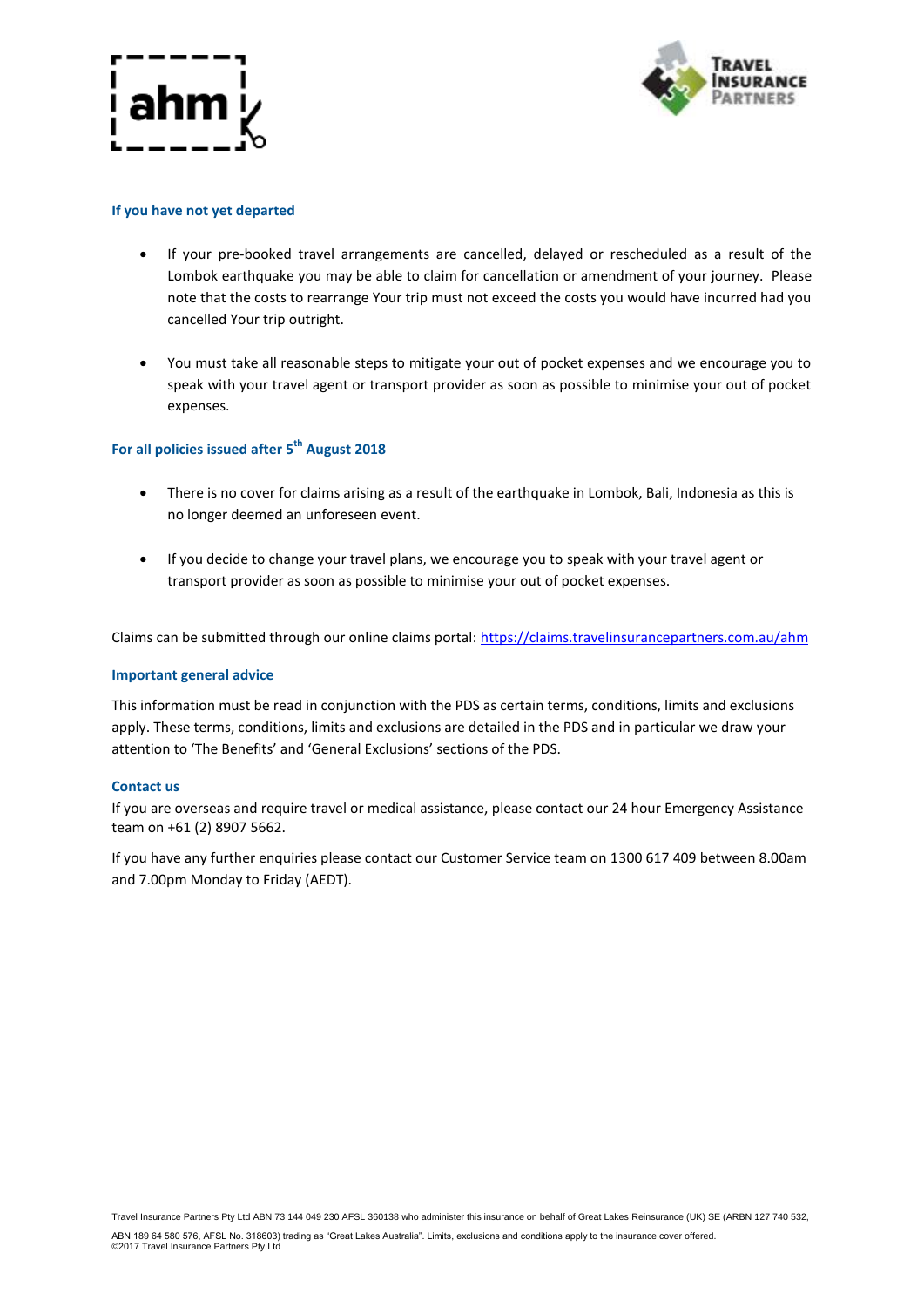### If you have not yet departed

- If your pre-booked travel arrangements are cancelled, delayed or rescheduled as a result of the Lombok earthquake you may be able to claim for cancellation or amendment of your journey. Please note that the costs to rearrange Your trip must not exceed the costs you would have incurred had you cancelled Your trip outright.

- You must take all reasonable steps to mitigate your out of pocket expenses and we encourage you to speak with your travel agent or transport provider as soon as possible to minimise your out of pocket expenses.

### For all policies issued after 5th August 2018

- There is no cover for claims arising as a result of the earthquake in Lombok, Bali, Indonesia as this is no longer deemed an unforeseen event.

- If you decide to change your travel plans, we encourage you to speak with your travel agent or transport provider as soon as possible to minimise your out of pocket expenses.

Claims can be submitted through our online claims portal: https://claims.travelinsurancepartners.com.au/ahm

### Important general advice

This information must be read in conjunction with the PDS as certain terms, conditions, limits and exclusions apply. These terms, conditions, limits and exclusions are detailed in the PDS and in particular we draw your attention to 'The Benefits' and 'General Exclusions' sections of the PDS.

### Contact us

If you are overseas and require travel or medical assistance, please contact our 24 hour Emergency Assistance team on +61 (2) 8907 5662.

If you have any further enquiries please contact our Customer Service team on 1300 617 409 between 8.00am and 7.00pm Monday to Friday (AEDT).

Travel Insurance Partners Pty Ltd ABN 73 144 049 230 AFSL 360138 who administer this insurance on behalf of Great Lakes Reinsurance (UK) SE (ARBN 127 740 532, ABN 189 64 580 576, AFSL No. 318603) trading as "Great Lakes Australia". Limits, exclusions and conditions apply to the insurance cover offered.
©2017 Travel Insurance Partners Pty Ltd